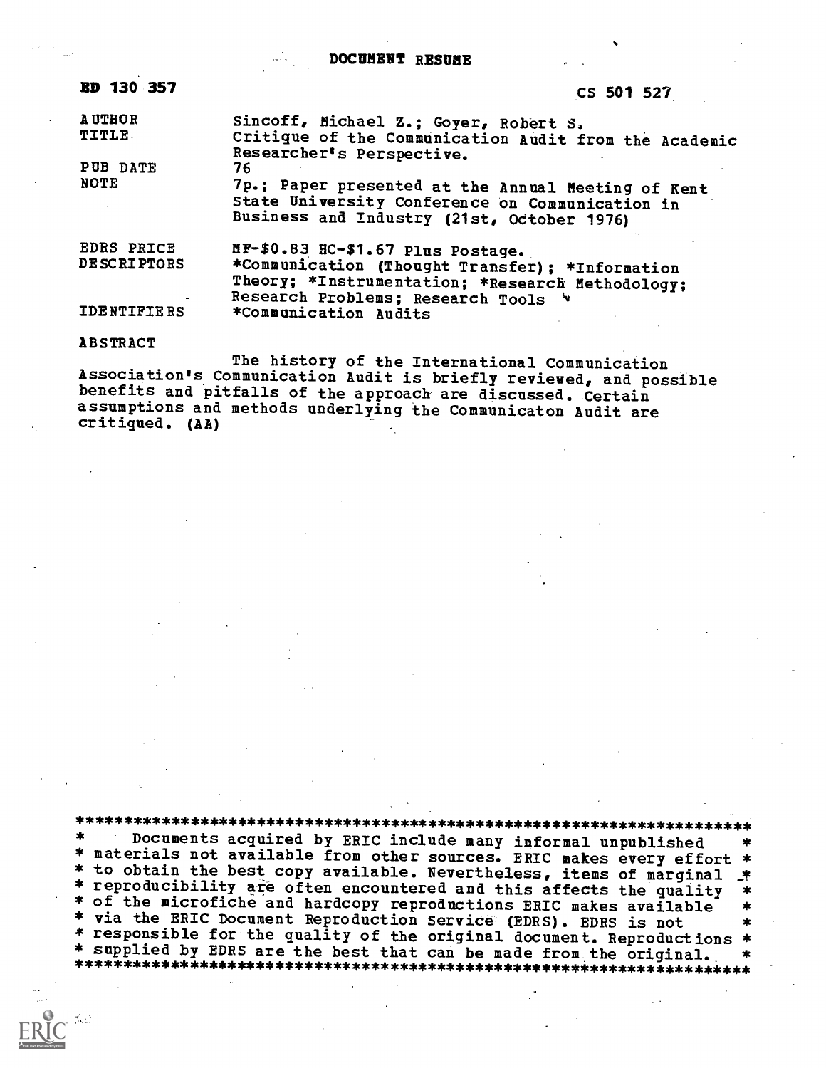# DOCUMENT RESUME

**ED 130 357** CS 501 527

| | |
|---|---|
| AUTHOR | Sincoff, Michael Z.; Goyer, Robert S. |
| TITLE | Critique of the Communication Audit from the Academic Researcher's Perspective. |
| PUB DATE | 76 |
| NOTE | 7p.; Paper presented at the Annual Meeting of Kent State University Conference on Communication in Business and Industry (21st, October 1976) |
| EDRS PRICE | MF-$0.83 HC-$1.67 Plus Postage. |
| DESCRIPTORS | *Communication (Thought Transfer); *Information Theory; *Instrumentation; *Research Methodology; Research Problems; Research Tools |
| IDENTIFIERS | *Communication Audits |

ABSTRACT

The history of the International Communication Association's Communication Audit is briefly reviewed, and possible benefits and pitfalls of the approach are discussed. Certain assumptions and methods underlying the Communicaton Audit are critiqued. (AA)

```
***********************************************************************
*    Documents acquired by ERIC include many informal unpublished     *
* materials not available from other sources. ERIC makes every effort *
* to obtain the best copy available. Nevertheless, items of marginal  *
* reproducibility are often encountered and this affects the quality  *
* of the microfiche and hardcopy reproductions ERIC makes available   *
* via the ERIC Document Reproduction Service (EDRS). EDRS is not      *
* responsible for the quality of the original document. Reproductions *
* supplied by EDRS are the best that can be made from the original.   *
***********************************************************************
```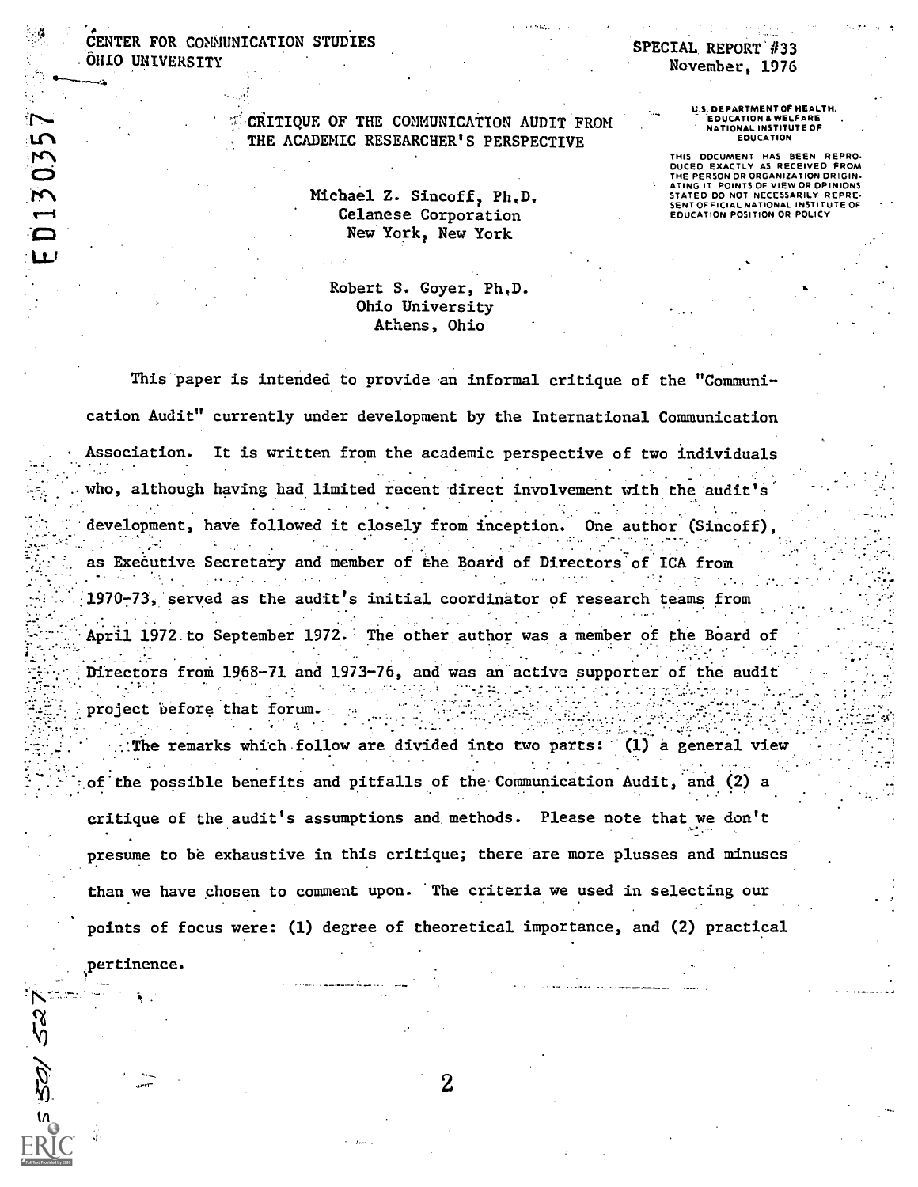CENTER FOR COMMUNICATION STUDIES
OHIO UNIVERSITY

SPECIAL REPORT #33
November, 1976

U.S. DEPARTMENT OF HEALTH, EDUCATION & WELFARE NATIONAL INSTITUTE OF EDUCATION

THIS DOCUMENT HAS BEEN REPRODUCED EXACTLY AS RECEIVED FROM THE PERSON OR ORGANIZATION ORIGINATING IT. POINTS OF VIEW OR OPINIONS STATED DO NOT NECESSARILY REPRESENT OFFICIAL NATIONAL INSTITUTE OF EDUCATION POSITION OR POLICY

ED130357

# CRITIQUE OF THE COMMUNICATION AUDIT FROM THE ACADEMIC RESEARCHER'S PERSPECTIVE

Michael Z. Sincoff, Ph.D.
Celanese Corporation
New York, New York

Robert S. Goyer, Ph.D.
Ohio University
Athens, Ohio

This paper is intended to provide an informal critique of the "Communication Audit" currently under development by the International Communication Association. It is written from the academic perspective of two individuals who, although having had limited recent direct involvement with the audit's development, have followed it closely from inception. One author (Sincoff), as Executive Secretary and member of the Board of Directors of ICA from 1970-73, served as the audit's initial coordinator of research teams from April 1972 to September 1972. The other author was a member of the Board of Directors from 1968-71 and 1973-76, and was an active supporter of the audit project before that forum.

The remarks which follow are divided into two parts: (1) a general view of the possible benefits and pitfalls of the Communication Audit, and (2) a critique of the audit's assumptions and methods. Please note that we don't presume to be exhaustive in this critique; there are more plusses and minuses than we have chosen to comment upon. The criteria we used in selecting our points of focus were: (1) degree of theoretical importance, and (2) practical pertinence.

CS 501 527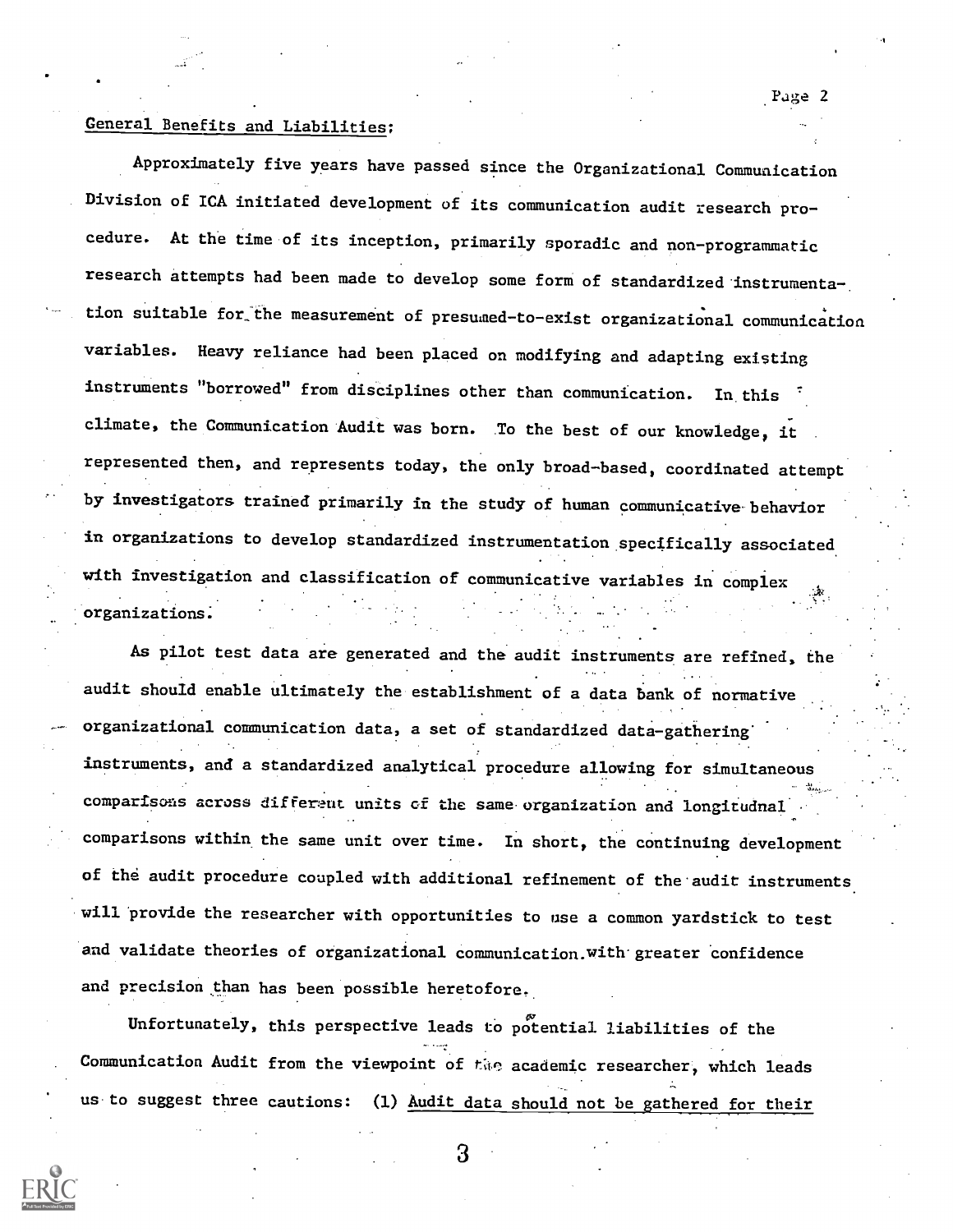## General Benefits and Liabilities:

Approximately five years have passed since the Organizational Communication Division of ICA initiated development of its communication audit research procedure. At the time of its inception, primarily sporadic and non-programmatic research attempts had been made to develop some form of standardized instrumentation suitable for the measurement of presumed-to-exist organizational communication variables. Heavy reliance had been placed on modifying and adapting existing instruments "borrowed" from disciplines other than communication. In this climate, the Communication Audit was born. To the best of our knowledge, it represented then, and represents today, the only broad-based, coordinated attempt by investigators trained primarily in the study of human communicative behavior in organizations to develop standardized instrumentation specifically associated with investigation and classification of communicative variables in complex organizations.

As pilot test data are generated and the audit instruments are refined, the audit should enable ultimately the establishment of a data bank of normative organizational communication data, a set of standardized data-gathering instruments, and a standardized analytical procedure allowing for simultaneous comparisons across different units of the same organization and longitudnal comparisons within the same unit over time. In short, the continuing development of the audit procedure coupled with additional refinement of the audit instruments will provide the researcher with opportunities to use a common yardstick to test and validate theories of organizational communication with greater confidence and precision than has been possible heretofore.

Unfortunately, this perspective leads to potential liabilities of the Communication Audit from the viewpoint of the academic researcher, which leads us to suggest three cautions: (1) <u>Audit data should not be gathered for their</u>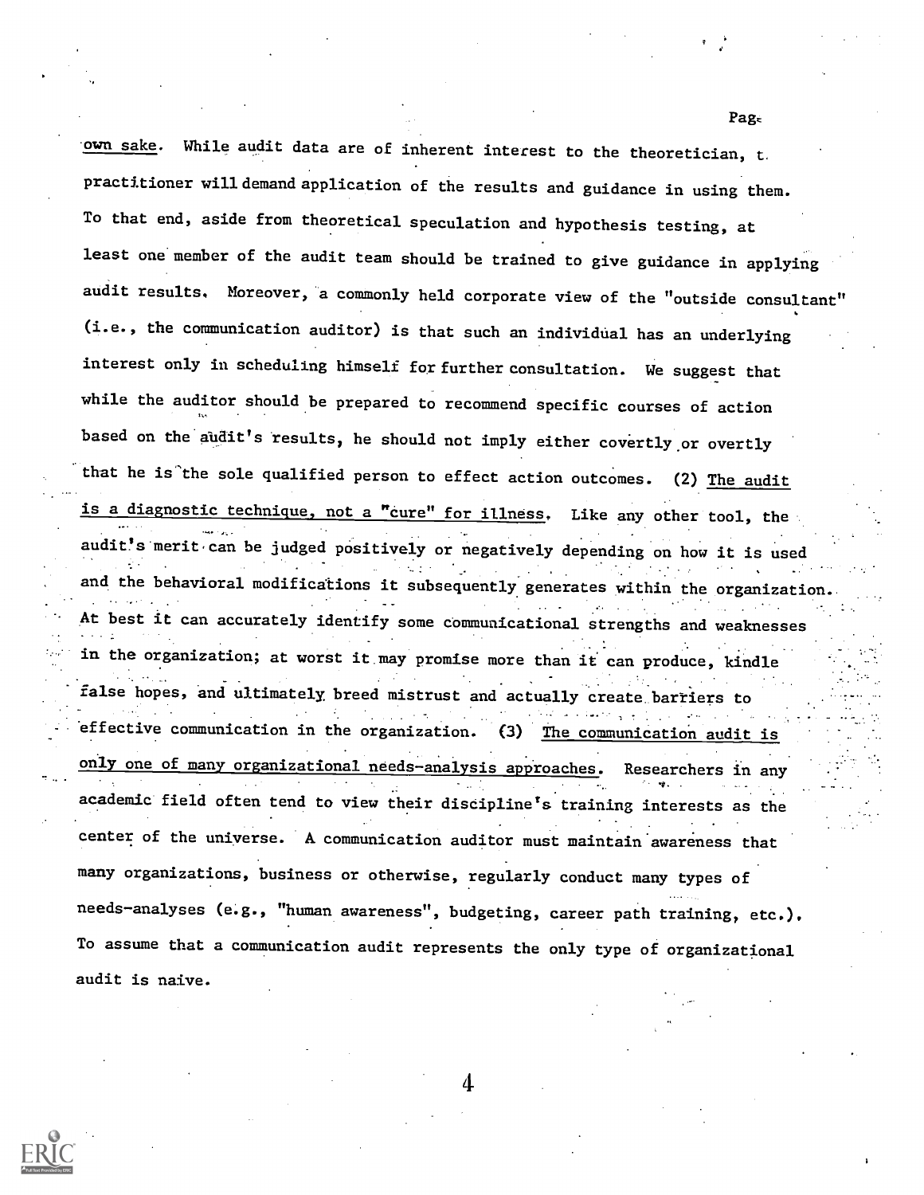own sake. While audit data are of inherent interest to the theoretician, the practitioner will demand application of the results and guidance in using them. To that end, aside from theoretical speculation and hypothesis testing, at least one member of the audit team should be trained to give guidance in applying audit results. Moreover, a commonly held corporate view of the "outside consultant" (i.e., the communication auditor) is that such an individual has an underlying interest only in scheduling himself for further consultation. We suggest that while the auditor should be prepared to recommend specific courses of action based on the audit's results, he should not imply either covertly or overtly that he is the sole qualified person to effect action outcomes. (2) The audit is a diagnostic technique, not a "cure" for illness. Like any other tool, the audit's merit can be judged positively or negatively depending on how it is used and the behavioral modifications it subsequently generates within the organization. At best it can accurately identify some communicational strengths and weaknesses in the organization; at worst it may promise more than it can produce, kindle false hopes, and ultimately breed mistrust and actually create barriers to effective communication in the organization. (3) The communication audit is only one of many organizational needs-analysis approaches. Researchers in any academic field often tend to view their discipline's training interests as the center of the universe. A communication auditor must maintain awareness that many organizations, business or otherwise, regularly conduct many types of needs-analyses (e.g., "human awareness", budgeting, career path training, etc.). To assume that a communication audit represents the only type of organizational audit is naive.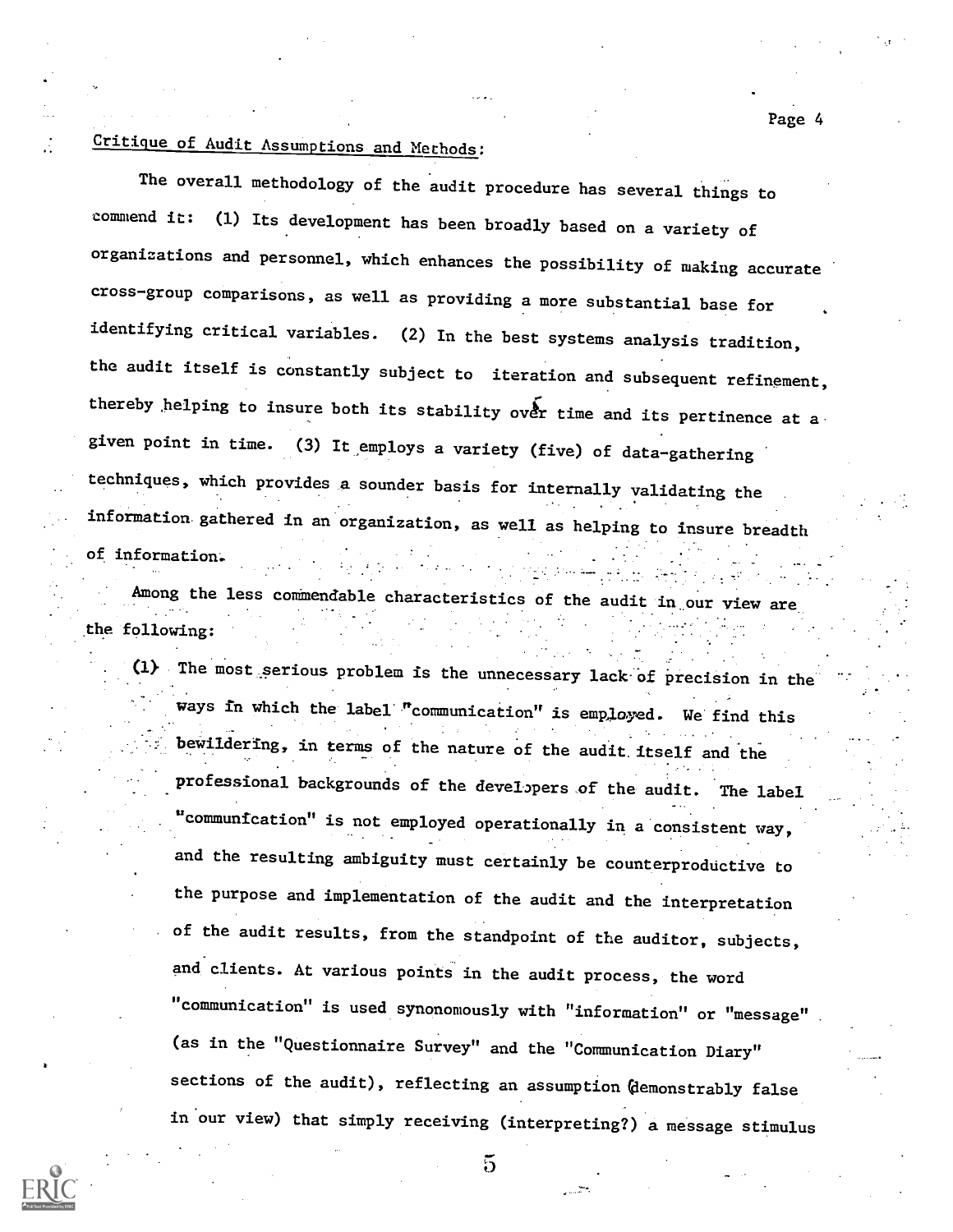Critique of Audit Assumptions and Methods:

The overall methodology of the audit procedure has several things to commend it: (1) Its development has been broadly based on a variety of organizations and personnel, which enhances the possibility of making accurate cross-group comparisons, as well as providing a more substantial base for identifying critical variables. (2) In the best systems analysis tradition, the audit itself is constantly subject to iteration and subsequent refinement, thereby helping to insure both its stability over time and its pertinence at a given point in time. (3) It employs a variety (five) of data-gathering techniques, which provides a sounder basis for internally validating the information gathered in an organization, as well as helping to insure breadth of information.

Among the less commendable characteristics of the audit in our view are the following:

(1) The most serious problem is the unnecessary lack of precision in the ways in which the label "communication" is employed. We find this bewildering, in terms of the nature of the audit itself and the professional backgrounds of the developers of the audit. The label "communfcation" is not employed operationally in a consistent way, and the resulting ambiguity must certainly be counterproductive to the purpose and implementation of the audit and the interpretation of the audit results, from the standpoint of the auditor, subjects, and clients. At various points in the audit process, the word "communication" is used synonomously with "information" or "message" (as in the "Questionnaire Survey" and the "Communication Diary" sections of the audit), reflecting an assumption (demonstrably false in our view) that simply receiving (interpreting?) a message stimulus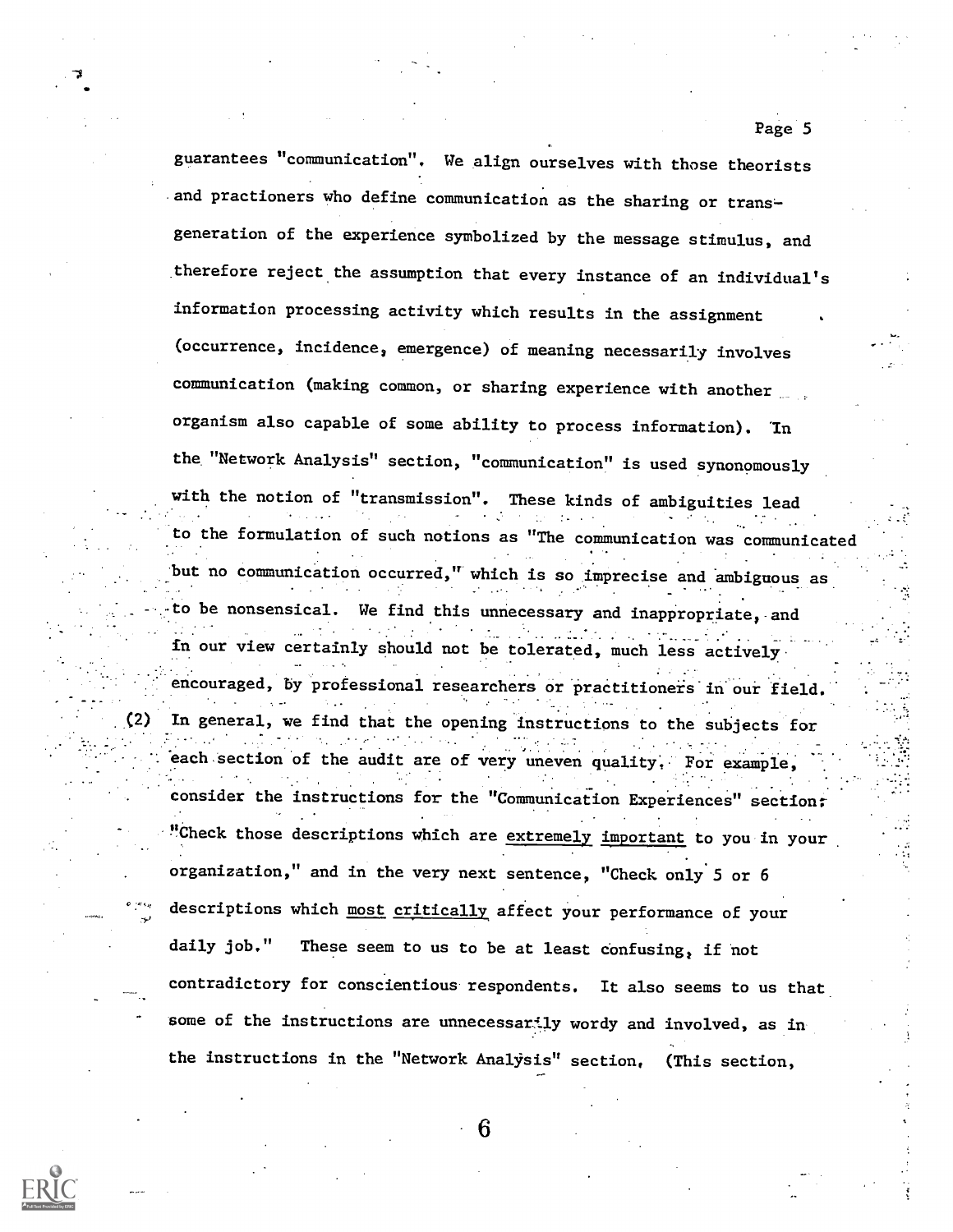guarantees "communication". We align ourselves with those theorists and practioners who define communication as the sharing or trans-generation of the experience symbolized by the message stimulus, and therefore reject the assumption that every instance of an individual's information processing activity which results in the assignment (occurrence, incidence, emergence) of meaning necessarily involves communication (making common, or sharing experience with another organism also capable of some ability to process information). In the "Network Analysis" section, "communication" is used synonomously with the notion of "transmission". These kinds of ambiguities lead to the formulation of such notions as "The communication was communicated but no communication occurred," which is so imprecise and ambiguous as to be nonsensical. We find this unnecessary and inappropriate, and in our view certainly should not be tolerated, much less actively encouraged, by professional researchers or practitioners in our field.

(2) In general, we find that the opening instructions to the subjects for each section of the audit are of very uneven quality. For example, consider the instructions for the "Communication Experiences" section: "Check those descriptions which are <u>extremely important</u> to you in your organization," and in the very next sentence, "Check only 5 or 6 descriptions which <u>most critically</u> affect your performance of your daily job." These seem to us to be at least confusing, if not contradictory for conscientious respondents. It also seems to us that some of the instructions are unnecessarily wordy and involved, as in the instructions in the "Network Analysis" section. (This section,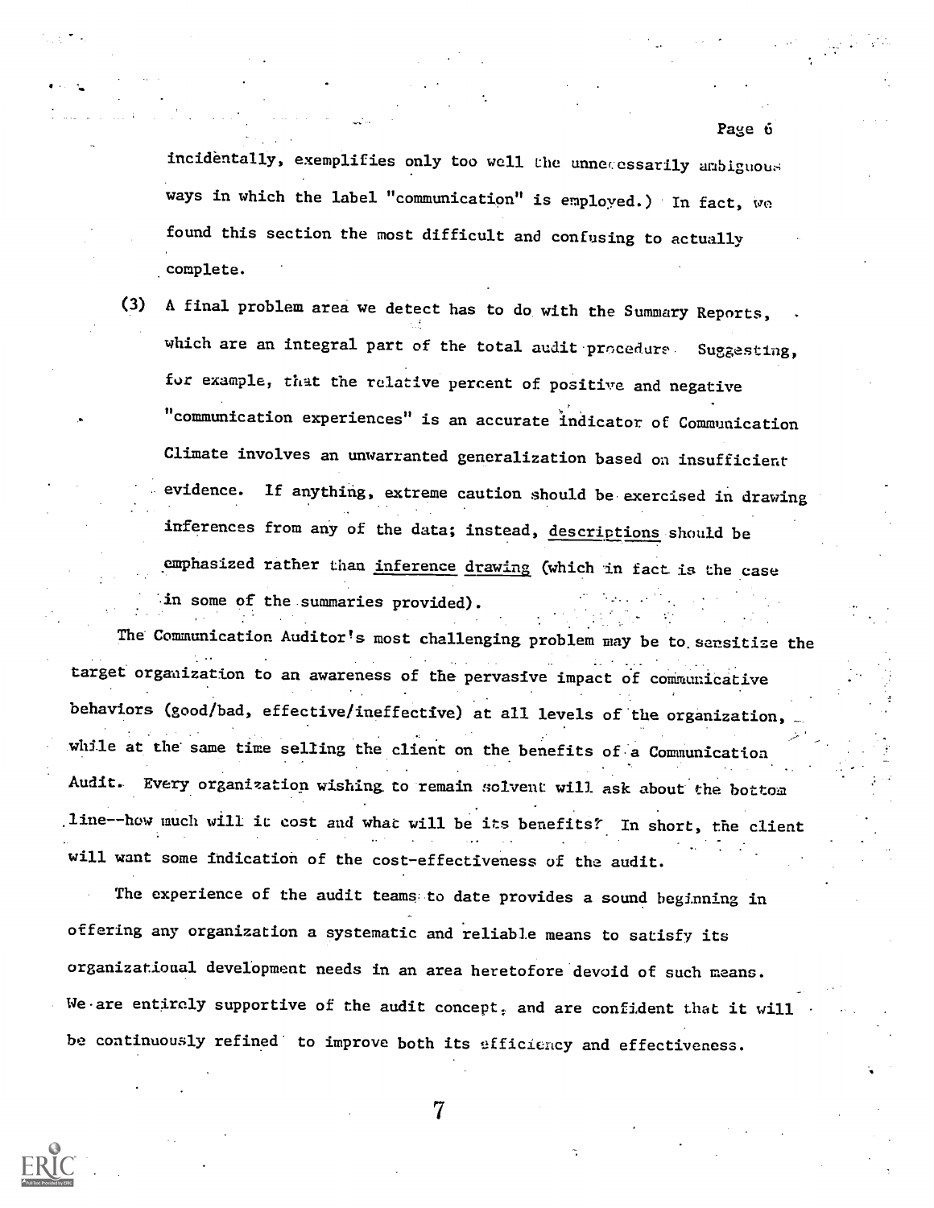incidentally, exemplifies only too well the unnecessarily ambiguous ways in which the label "communication" is employed.) In fact, we found this section the most difficult and confusing to actually complete.

(3) A final problem area we detect has to do with the Summary Reports, which are an integral part of the total audit procedure. Suggesting, for example, that the relative percent of positive and negative "communication experiences" is an accurate indicator of Communication Climate involves an unwarranted generalization based on insufficient evidence. If anything, extreme caution should be exercised in drawing inferences from any of the data; instead, <u>descriptions</u> should be emphasized rather than <u>inference drawing</u> (which in fact is the case in some of the summaries provided).

The Communication Auditor's most challenging problem may be to sensitize the target organization to an awareness of the pervasive impact of communicative behaviors (good/bad, effective/ineffective) at all levels of the organization, while at the same time selling the client on the benefits of a Communication Audit. Every organization wishing to remain solvent will ask about the bottom line--how much will it cost and what will be its benefits? In short, the client will want some indication of the cost-effectiveness of the audit.

The experience of the audit teams to date provides a sound beginning in offering any organization a systematic and reliable means to satisfy its organizational development needs in an area heretofore devoid of such means. We are entirely supportive of the audit concept, and are confident that it will be continuously refined to improve both its efficiency and effectiveness.